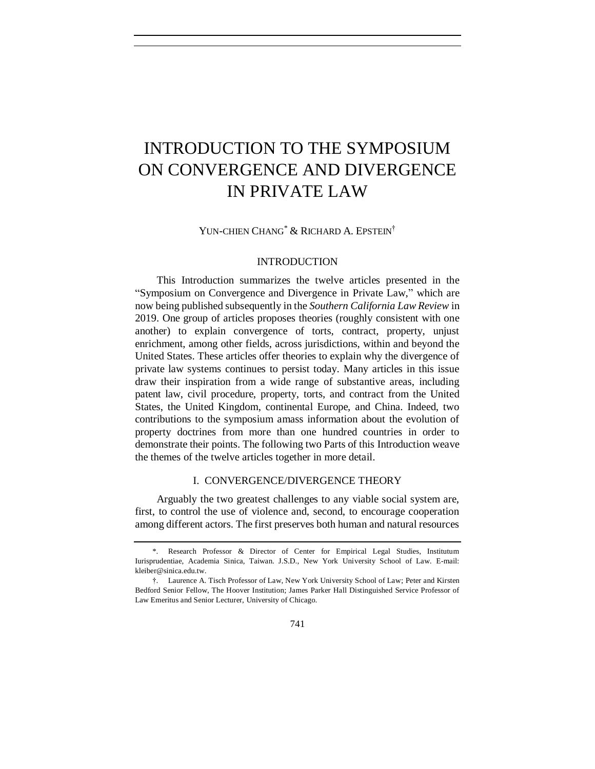# INTRODUCTION TO THE SYMPOSIUM ON CONVERGENCE AND DIVERGENCE IN PRIVATE LAW

YUN-CHIEN CHANG[*] & RICHARD A. EPSTEIN[†]

## INTRODUCTION

This Introduction summarizes the twelve articles presented in the "Symposium on Convergence and Divergence in Private Law," which are now being published subsequently in the *Southern California Law Review* in 2019. One group of articles proposes theories (roughly consistent with one another) to explain convergence of torts, contract, property, unjust enrichment, among other fields, across jurisdictions, within and beyond the United States. These articles offer theories to explain why the divergence of private law systems continues to persist today. Many articles in this issue draw their inspiration from a wide range of substantive areas, including patent law, civil procedure, property, torts, and contract from the United States, the United Kingdom, continental Europe, and China. Indeed, two contributions to the symposium amass information about the evolution of property doctrines from more than one hundred countries in order to demonstrate their points. The following two Parts of this Introduction weave the themes of the twelve articles together in more detail.

## I. CONVERGENCE/DIVERGENCE THEORY

Arguably the two greatest challenges to any viable social system are, first, to control the use of violence and, second, to encourage cooperation among different actors. The first preserves both human and natural resources

---

\*. Research Professor & Director of Center for Empirical Legal Studies, Institutum Iurisprudentiae, Academia Sinica, Taiwan. J.S.D., New York University School of Law. E-mail: kleiber@sinica.edu.tw.

†. Laurence A. Tisch Professor of Law, New York University School of Law; Peter and Kirsten Bedford Senior Fellow, The Hoover Institution; James Parker Hall Distinguished Service Professor of Law Emeritus and Senior Lecturer, University of Chicago.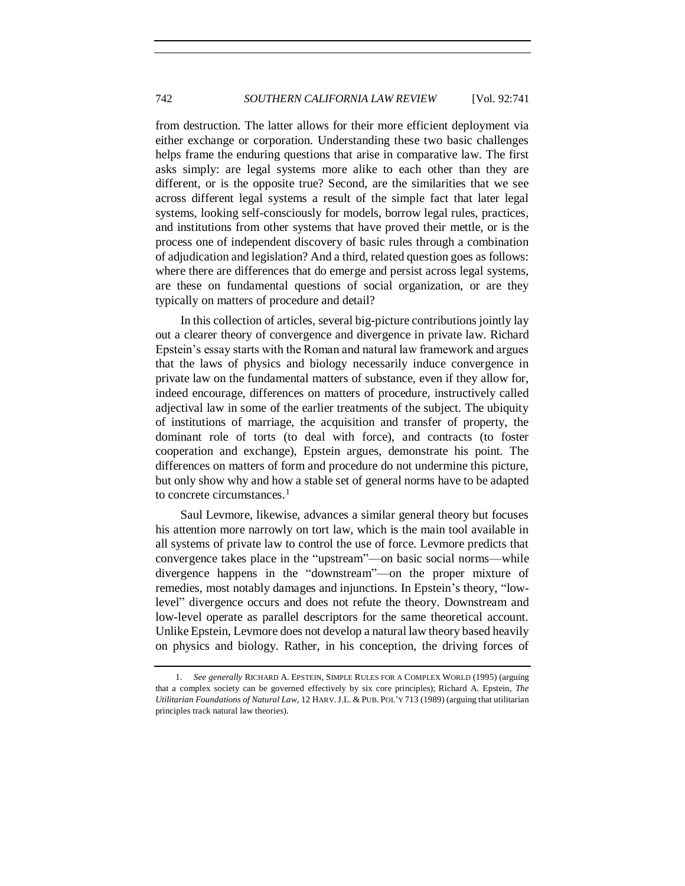from destruction. The latter allows for their more efficient deployment via either exchange or corporation. Understanding these two basic challenges helps frame the enduring questions that arise in comparative law. The first asks simply: are legal systems more alike to each other than they are different, or is the opposite true? Second, are the similarities that we see across different legal systems a result of the simple fact that later legal systems, looking self-consciously for models, borrow legal rules, practices, and institutions from other systems that have proved their mettle, or is the process one of independent discovery of basic rules through a combination of adjudication and legislation? And a third, related question goes as follows: where there are differences that do emerge and persist across legal systems, are these on fundamental questions of social organization, or are they typically on matters of procedure and detail?

In this collection of articles, several big-picture contributions jointly lay out a clearer theory of convergence and divergence in private law. Richard Epstein's essay starts with the Roman and natural law framework and argues that the laws of physics and biology necessarily induce convergence in private law on the fundamental matters of substance, even if they allow for, indeed encourage, differences on matters of procedure, instructively called adjectival law in some of the earlier treatments of the subject. The ubiquity of institutions of marriage, the acquisition and transfer of property, the dominant role of torts (to deal with force), and contracts (to foster cooperation and exchange), Epstein argues, demonstrate his point. The differences on matters of form and procedure do not undermine this picture, but only show why and how a stable set of general norms have to be adapted to concrete circumstances.[1]

Saul Levmore, likewise, advances a similar general theory but focuses his attention more narrowly on tort law, which is the main tool available in all systems of private law to control the use of force. Levmore predicts that convergence takes place in the "upstream"—on basic social norms—while divergence happens in the "downstream"—on the proper mixture of remedies, most notably damages and injunctions. In Epstein's theory, "low-level" divergence occurs and does not refute the theory. Downstream and low-level operate as parallel descriptors for the same theoretical account. Unlike Epstein, Levmore does not develop a natural law theory based heavily on physics and biology. Rather, in his conception, the driving forces of

---

1. *See generally* RICHARD A. EPSTEIN, SIMPLE RULES FOR A COMPLEX WORLD (1995) (arguing that a complex society can be governed effectively by six core principles); Richard A. Epstein, *The Utilitarian Foundations of Natural Law*, 12 HARV. J.L. & PUB. POL'Y 713 (1989) (arguing that utilitarian principles track natural law theories).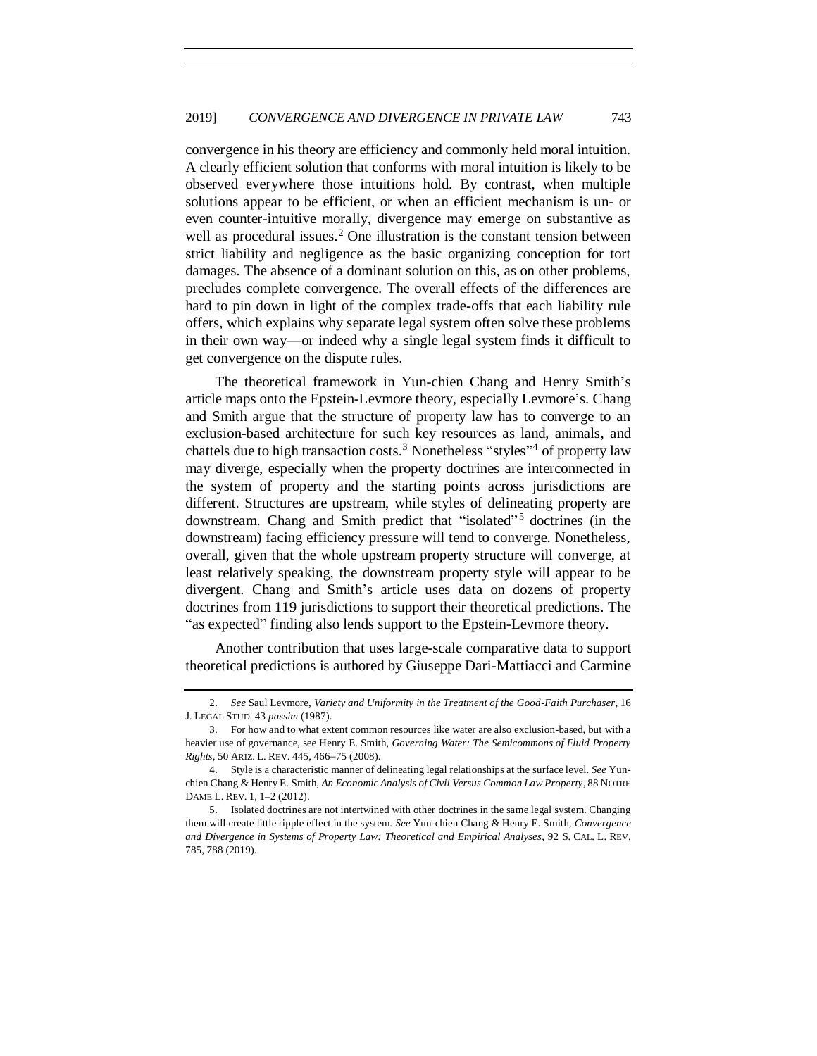convergence in his theory are efficiency and commonly held moral intuition. A clearly efficient solution that conforms with moral intuition is likely to be observed everywhere those intuitions hold. By contrast, when multiple solutions appear to be efficient, or when an efficient mechanism is un- or even counter-intuitive morally, divergence may emerge on substantive as well as procedural issues.[2] One illustration is the constant tension between strict liability and negligence as the basic organizing conception for tort damages. The absence of a dominant solution on this, as on other problems, precludes complete convergence. The overall effects of the differences are hard to pin down in light of the complex trade-offs that each liability rule offers, which explains why separate legal system often solve these problems in their own way—or indeed why a single legal system finds it difficult to get convergence on the dispute rules.

The theoretical framework in Yun-chien Chang and Henry Smith's article maps onto the Epstein-Levmore theory, especially Levmore's. Chang and Smith argue that the structure of property law has to converge to an exclusion-based architecture for such key resources as land, animals, and chattels due to high transaction costs.[3] Nonetheless "styles"[4] of property law may diverge, especially when the property doctrines are interconnected in the system of property and the starting points across jurisdictions are different. Structures are upstream, while styles of delineating property are downstream. Chang and Smith predict that "isolated"[5] doctrines (in the downstream) facing efficiency pressure will tend to converge. Nonetheless, overall, given that the whole upstream property structure will converge, at least relatively speaking, the downstream property style will appear to be divergent. Chang and Smith's article uses data on dozens of property doctrines from 119 jurisdictions to support their theoretical predictions. The "as expected" finding also lends support to the Epstein-Levmore theory.

Another contribution that uses large-scale comparative data to support theoretical predictions is authored by Giuseppe Dari-Mattiacci and Carmine

---

2. *See* Saul Levmore, *Variety and Uniformity in the Treatment of the Good-Faith Purchaser*, 16 J. LEGAL STUD. 43 *passim* (1987).

3. For how and to what extent common resources like water are also exclusion-based, but with a heavier use of governance, see Henry E. Smith, *Governing Water: The Semicommons of Fluid Property Rights*, 50 ARIZ. L. REV. 445, 466–75 (2008).

4. Style is a characteristic manner of delineating legal relationships at the surface level. *See* Yun-chien Chang & Henry E. Smith, *An Economic Analysis of Civil Versus Common Law Property*, 88 NOTRE DAME L. REV. 1, 1–2 (2012).

5. Isolated doctrines are not intertwined with other doctrines in the same legal system. Changing them will create little ripple effect in the system. *See* Yun-chien Chang & Henry E. Smith, *Convergence and Divergence in Systems of Property Law: Theoretical and Empirical Analyses*, 92 S. CAL. L. REV. 785, 788 (2019).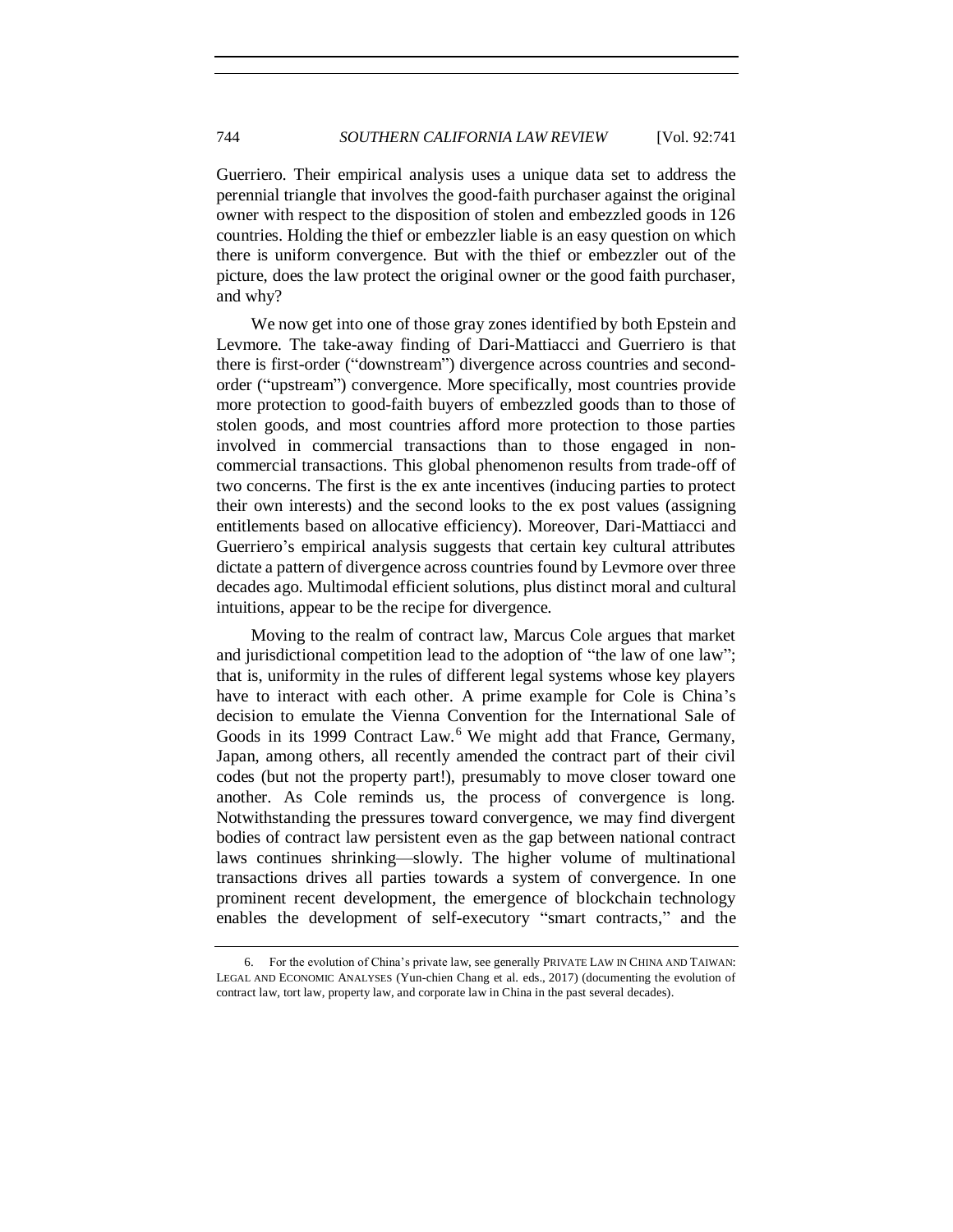Guerriero. Their empirical analysis uses a unique data set to address the perennial triangle that involves the good-faith purchaser against the original owner with respect to the disposition of stolen and embezzled goods in 126 countries. Holding the thief or embezzler liable is an easy question on which there is uniform convergence. But with the thief or embezzler out of the picture, does the law protect the original owner or the good faith purchaser, and why?

We now get into one of those gray zones identified by both Epstein and Levmore. The take-away finding of Dari-Mattiacci and Guerriero is that there is first-order ("downstream") divergence across countries and second-order ("upstream") convergence. More specifically, most countries provide more protection to good-faith buyers of embezzled goods than to those of stolen goods, and most countries afford more protection to those parties involved in commercial transactions than to those engaged in non-commercial transactions. This global phenomenon results from trade-off of two concerns. The first is the ex ante incentives (inducing parties to protect their own interests) and the second looks to the ex post values (assigning entitlements based on allocative efficiency). Moreover, Dari-Mattiacci and Guerriero's empirical analysis suggests that certain key cultural attributes dictate a pattern of divergence across countries found by Levmore over three decades ago. Multimodal efficient solutions, plus distinct moral and cultural intuitions, appear to be the recipe for divergence.

Moving to the realm of contract law, Marcus Cole argues that market and jurisdictional competition lead to the adoption of "the law of one law"; that is, uniformity in the rules of different legal systems whose key players have to interact with each other. A prime example for Cole is China's decision to emulate the Vienna Convention for the International Sale of Goods in its 1999 Contract Law.[6] We might add that France, Germany, Japan, among others, all recently amended the contract part of their civil codes (but not the property part!), presumably to move closer toward one another. As Cole reminds us, the process of convergence is long. Notwithstanding the pressures toward convergence, we may find divergent bodies of contract law persistent even as the gap between national contract laws continues shrinking—slowly. The higher volume of multinational transactions drives all parties towards a system of convergence. In one prominent recent development, the emergence of blockchain technology enables the development of self-executory "smart contracts," and the

6. For the evolution of China's private law, see generally PRIVATE LAW IN CHINA AND TAIWAN: LEGAL AND ECONOMIC ANALYSES (Yun-chien Chang et al. eds., 2017) (documenting the evolution of contract law, tort law, property law, and corporate law in China in the past several decades).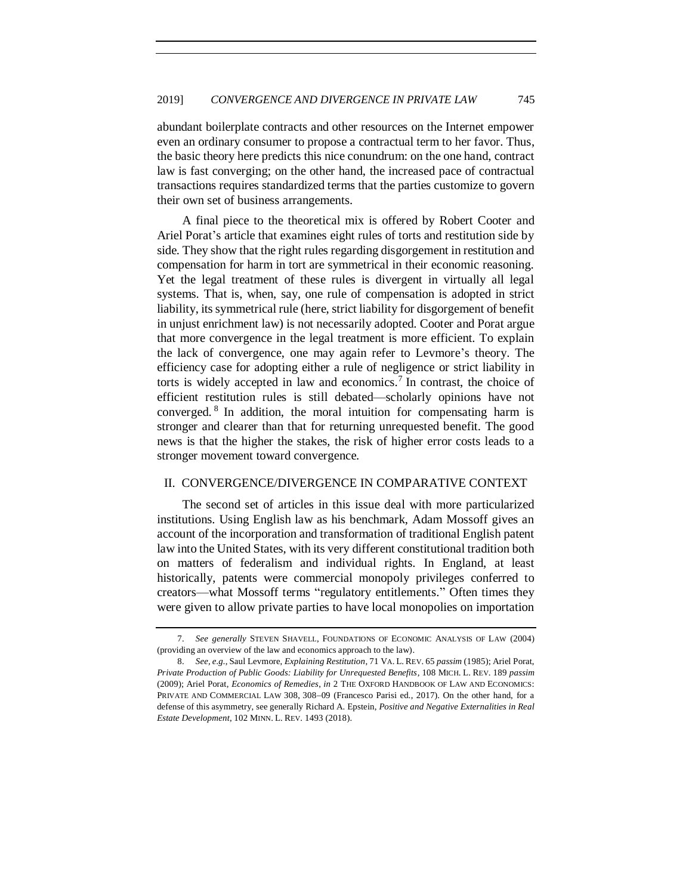abundant boilerplate contracts and other resources on the Internet empower even an ordinary consumer to propose a contractual term to her favor. Thus, the basic theory here predicts this nice conundrum: on the one hand, contract law is fast converging; on the other hand, the increased pace of contractual transactions requires standardized terms that the parties customize to govern their own set of business arrangements.

A final piece to the theoretical mix is offered by Robert Cooter and Ariel Porat's article that examines eight rules of torts and restitution side by side. They show that the right rules regarding disgorgement in restitution and compensation for harm in tort are symmetrical in their economic reasoning. Yet the legal treatment of these rules is divergent in virtually all legal systems. That is, when, say, one rule of compensation is adopted in strict liability, its symmetrical rule (here, strict liability for disgorgement of benefit in unjust enrichment law) is not necessarily adopted. Cooter and Porat argue that more convergence in the legal treatment is more efficient. To explain the lack of convergence, one may again refer to Levmore's theory. The efficiency case for adopting either a rule of negligence or strict liability in torts is widely accepted in law and economics.[7] In contrast, the choice of efficient restitution rules is still debated—scholarly opinions have not converged.[8] In addition, the moral intuition for compensating harm is stronger and clearer than that for returning unrequested benefit. The good news is that the higher the stakes, the risk of higher error costs leads to a stronger movement toward convergence.

## II. CONVERGENCE/DIVERGENCE IN COMPARATIVE CONTEXT

The second set of articles in this issue deal with more particularized institutions. Using English law as his benchmark, Adam Mossoff gives an account of the incorporation and transformation of traditional English patent law into the United States, with its very different constitutional tradition both on matters of federalism and individual rights. In England, at least historically, patents were commercial monopoly privileges conferred to creators—what Mossoff terms "regulatory entitlements." Often times they were given to allow private parties to have local monopolies on importation

---

7. *See generally* STEVEN SHAVELL, FOUNDATIONS OF ECONOMIC ANALYSIS OF LAW (2004) (providing an overview of the law and economics approach to the law).

8. *See, e.g.*, Saul Levmore, *Explaining Restitution*, 71 VA. L. REV. 65 *passim* (1985); Ariel Porat, *Private Production of Public Goods: Liability for Unrequested Benefits*, 108 MICH. L. REV. 189 *passim* (2009); Ariel Porat, *Economics of Remedies*, *in* 2 THE OXFORD HANDBOOK OF LAW AND ECONOMICS: PRIVATE AND COMMERCIAL LAW 308, 308–09 (Francesco Parisi ed., 2017). On the other hand, for a defense of this asymmetry, see generally Richard A. Epstein, *Positive and Negative Externalities in Real Estate Development*, 102 MINN. L. REV. 1493 (2018).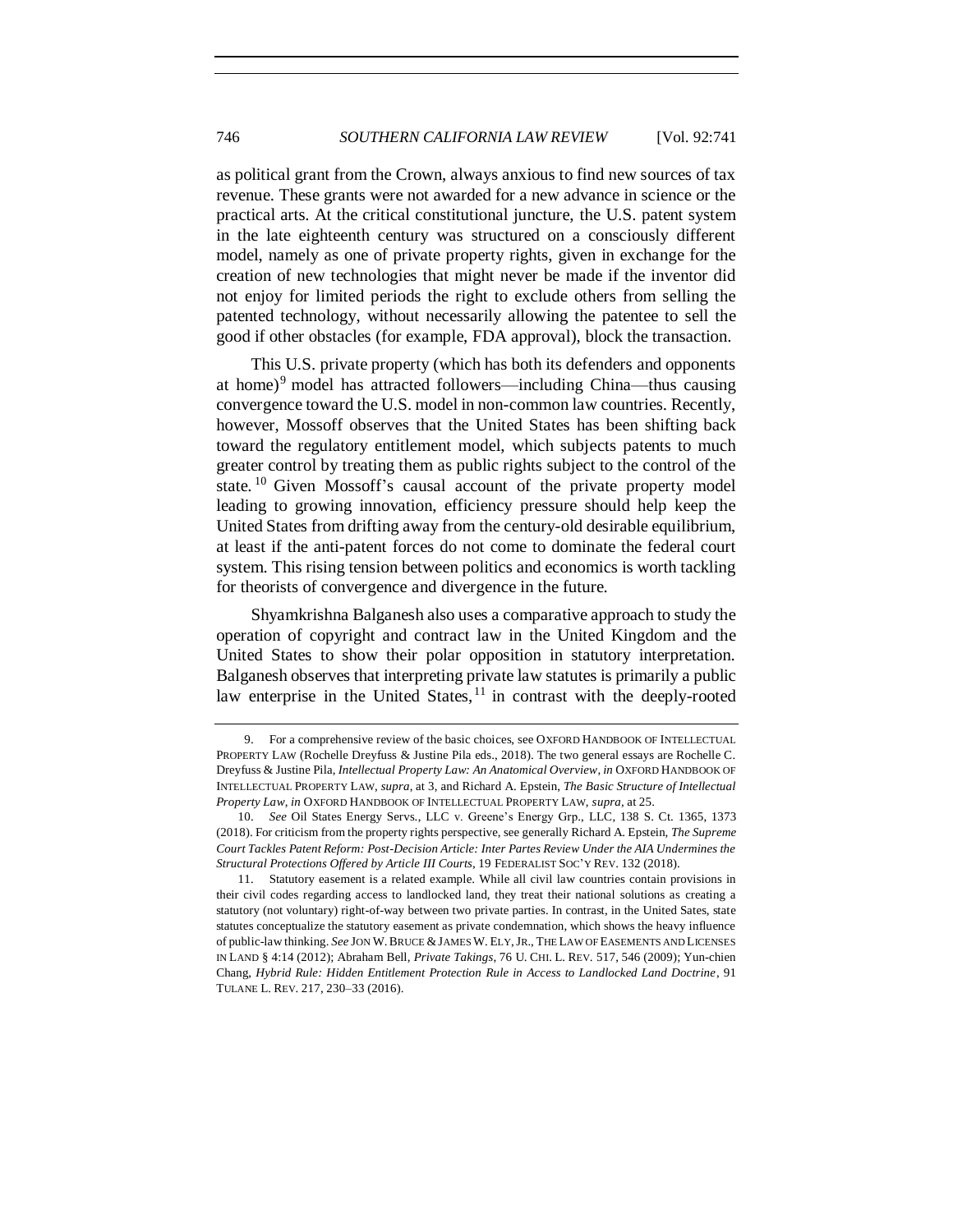as political grant from the Crown, always anxious to find new sources of tax revenue. These grants were not awarded for a new advance in science or the practical arts. At the critical constitutional juncture, the U.S. patent system in the late eighteenth century was structured on a consciously different model, namely as one of private property rights, given in exchange for the creation of new technologies that might never be made if the inventor did not enjoy for limited periods the right to exclude others from selling the patented technology, without necessarily allowing the patentee to sell the good if other obstacles (for example, FDA approval), block the transaction.

This U.S. private property (which has both its defenders and opponents at home)[9] model has attracted followers—including China—thus causing convergence toward the U.S. model in non-common law countries. Recently, however, Mossoff observes that the United States has been shifting back toward the regulatory entitlement model, which subjects patents to much greater control by treating them as public rights subject to the control of the state.[10] Given Mossoff's causal account of the private property model leading to growing innovation, efficiency pressure should help keep the United States from drifting away from the century-old desirable equilibrium, at least if the anti-patent forces do not come to dominate the federal court system. This rising tension between politics and economics is worth tackling for theorists of convergence and divergence in the future.

Shyamkrishna Balganesh also uses a comparative approach to study the operation of copyright and contract law in the United Kingdom and the United States to show their polar opposition in statutory interpretation. Balganesh observes that interpreting private law statutes is primarily a public law enterprise in the United States,[11] in contrast with the deeply-rooted

---

9. For a comprehensive review of the basic choices, see OXFORD HANDBOOK OF INTELLECTUAL PROPERTY LAW (Rochelle Dreyfuss & Justine Pila eds., 2018). The two general essays are Rochelle C. Dreyfuss & Justine Pila, *Intellectual Property Law: An Anatomical Overview*, *in* OXFORD HANDBOOK OF INTELLECTUAL PROPERTY LAW, *supra*, at 3, and Richard A. Epstein, *The Basic Structure of Intellectual Property Law*, *in* OXFORD HANDBOOK OF INTELLECTUAL PROPERTY LAW, *supra*, at 25.

10. *See* Oil States Energy Servs., LLC v. Greene's Energy Grp., LLC, 138 S. Ct. 1365, 1373 (2018). For criticism from the property rights perspective, see generally Richard A. Epstein, *The Supreme Court Tackles Patent Reform: Post-Decision Article: Inter Partes Review Under the AIA Undermines the Structural Protections Offered by Article III Courts*, 19 FEDERALIST SOC'Y REV. 132 (2018).

11. Statutory easement is a related example. While all civil law countries contain provisions in their civil codes regarding access to landlocked land, they treat their national solutions as creating a statutory (not voluntary) right-of-way between two private parties. In contrast, in the United Sates, state statutes conceptualize the statutory easement as private condemnation, which shows the heavy influence of public-law thinking. *See* JON W. BRUCE & JAMES W. ELY, JR., THE LAW OF EASEMENTS AND LICENSES IN LAND § 4:14 (2012); Abraham Bell, *Private Takings*, 76 U. CHI. L. REV. 517, 546 (2009); Yun-chien Chang, *Hybrid Rule: Hidden Entitlement Protection Rule in Access to Landlocked Land Doctrine*, 91 TULANE L. REV. 217, 230–33 (2016).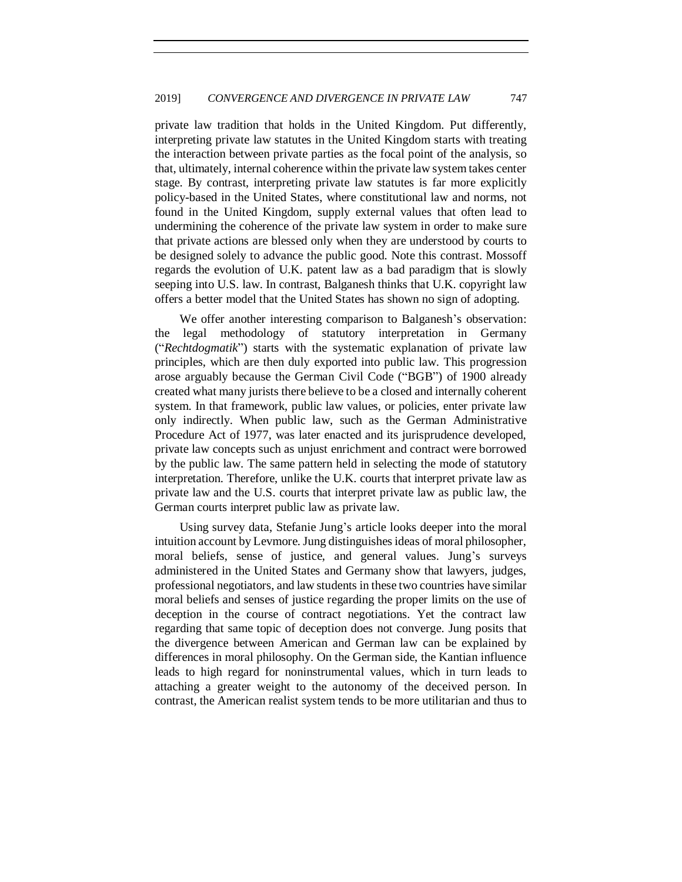private law tradition that holds in the United Kingdom. Put differently, interpreting private law statutes in the United Kingdom starts with treating the interaction between private parties as the focal point of the analysis, so that, ultimately, internal coherence within the private law system takes center stage. By contrast, interpreting private law statutes is far more explicitly policy-based in the United States, where constitutional law and norms, not found in the United Kingdom, supply external values that often lead to undermining the coherence of the private law system in order to make sure that private actions are blessed only when they are understood by courts to be designed solely to advance the public good. Note this contrast. Mossoff regards the evolution of U.K. patent law as a bad paradigm that is slowly seeping into U.S. law. In contrast, Balganesh thinks that U.K. copyright law offers a better model that the United States has shown no sign of adopting.

We offer another interesting comparison to Balganesh's observation: the legal methodology of statutory interpretation in Germany ("*Rechtdogmatik*") starts with the systematic explanation of private law principles, which are then duly exported into public law. This progression arose arguably because the German Civil Code ("BGB") of 1900 already created what many jurists there believe to be a closed and internally coherent system. In that framework, public law values, or policies, enter private law only indirectly. When public law, such as the German Administrative Procedure Act of 1977, was later enacted and its jurisprudence developed, private law concepts such as unjust enrichment and contract were borrowed by the public law. The same pattern held in selecting the mode of statutory interpretation. Therefore, unlike the U.K. courts that interpret private law as private law and the U.S. courts that interpret private law as public law, the German courts interpret public law as private law.

Using survey data, Stefanie Jung's article looks deeper into the moral intuition account by Levmore. Jung distinguishes ideas of moral philosopher, moral beliefs, sense of justice, and general values. Jung's surveys administered in the United States and Germany show that lawyers, judges, professional negotiators, and law students in these two countries have similar moral beliefs and senses of justice regarding the proper limits on the use of deception in the course of contract negotiations. Yet the contract law regarding that same topic of deception does not converge. Jung posits that the divergence between American and German law can be explained by differences in moral philosophy. On the German side, the Kantian influence leads to high regard for noninstrumental values, which in turn leads to attaching a greater weight to the autonomy of the deceived person. In contrast, the American realist system tends to be more utilitarian and thus to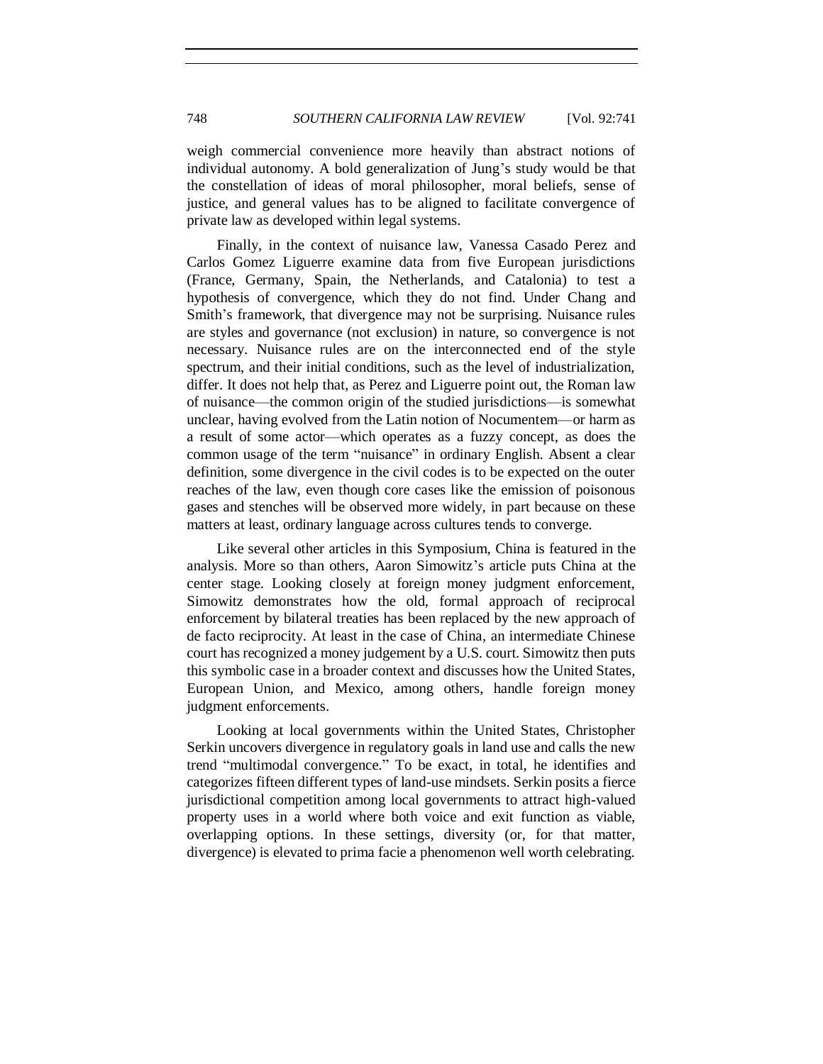weigh commercial convenience more heavily than abstract notions of individual autonomy. A bold generalization of Jung's study would be that the constellation of ideas of moral philosopher, moral beliefs, sense of justice, and general values has to be aligned to facilitate convergence of private law as developed within legal systems.

Finally, in the context of nuisance law, Vanessa Casado Perez and Carlos Gomez Liguerre examine data from five European jurisdictions (France, Germany, Spain, the Netherlands, and Catalonia) to test a hypothesis of convergence, which they do not find. Under Chang and Smith's framework, that divergence may not be surprising. Nuisance rules are styles and governance (not exclusion) in nature, so convergence is not necessary. Nuisance rules are on the interconnected end of the style spectrum, and their initial conditions, such as the level of industrialization, differ. It does not help that, as Perez and Liguerre point out, the Roman law of nuisance—the common origin of the studied jurisdictions—is somewhat unclear, having evolved from the Latin notion of Nocumentem—or harm as a result of some actor—which operates as a fuzzy concept, as does the common usage of the term "nuisance" in ordinary English. Absent a clear definition, some divergence in the civil codes is to be expected on the outer reaches of the law, even though core cases like the emission of poisonous gases and stenches will be observed more widely, in part because on these matters at least, ordinary language across cultures tends to converge.

Like several other articles in this Symposium, China is featured in the analysis. More so than others, Aaron Simowitz's article puts China at the center stage. Looking closely at foreign money judgment enforcement, Simowitz demonstrates how the old, formal approach of reciprocal enforcement by bilateral treaties has been replaced by the new approach of de facto reciprocity. At least in the case of China, an intermediate Chinese court has recognized a money judgement by a U.S. court. Simowitz then puts this symbolic case in a broader context and discusses how the United States, European Union, and Mexico, among others, handle foreign money judgment enforcements.

Looking at local governments within the United States, Christopher Serkin uncovers divergence in regulatory goals in land use and calls the new trend "multimodal convergence." To be exact, in total, he identifies and categorizes fifteen different types of land-use mindsets. Serkin posits a fierce jurisdictional competition among local governments to attract high-valued property uses in a world where both voice and exit function as viable, overlapping options. In these settings, diversity (or, for that matter, divergence) is elevated to prima facie a phenomenon well worth celebrating.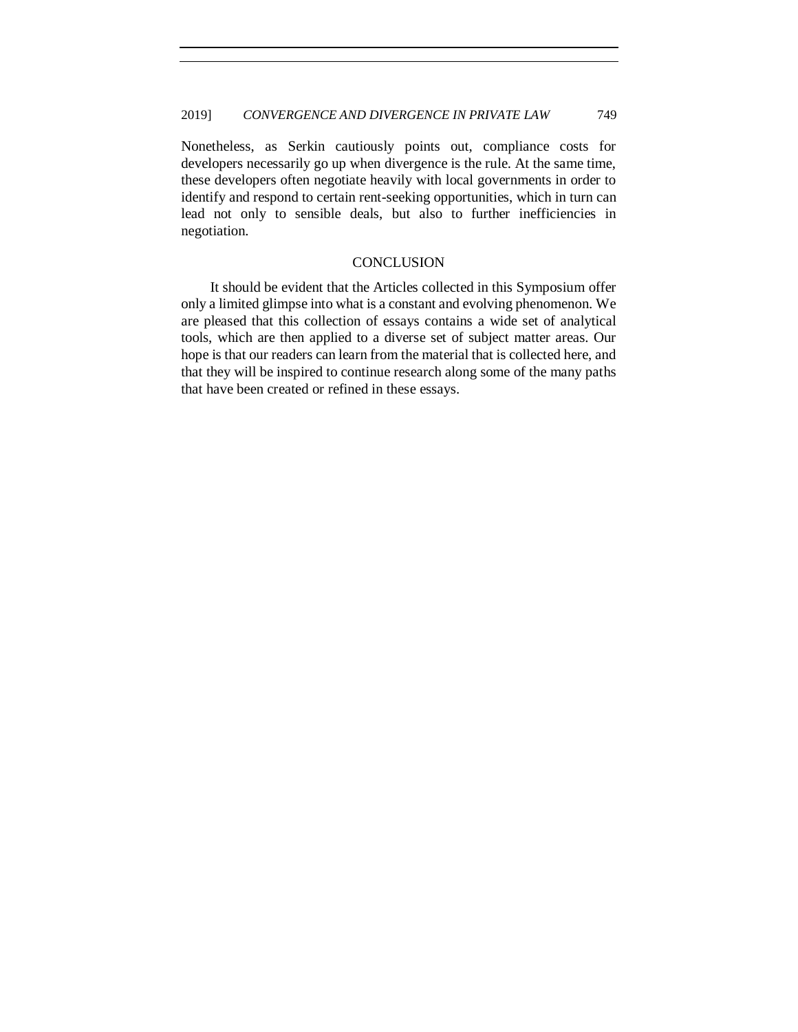Nonetheless, as Serkin cautiously points out, compliance costs for developers necessarily go up when divergence is the rule. At the same time, these developers often negotiate heavily with local governments in order to identify and respond to certain rent-seeking opportunities, which in turn can lead not only to sensible deals, but also to further inefficiencies in negotiation.

## CONCLUSION

It should be evident that the Articles collected in this Symposium offer only a limited glimpse into what is a constant and evolving phenomenon. We are pleased that this collection of essays contains a wide set of analytical tools, which are then applied to a diverse set of subject matter areas. Our hope is that our readers can learn from the material that is collected here, and that they will be inspired to continue research along some of the many paths that have been created or refined in these essays.